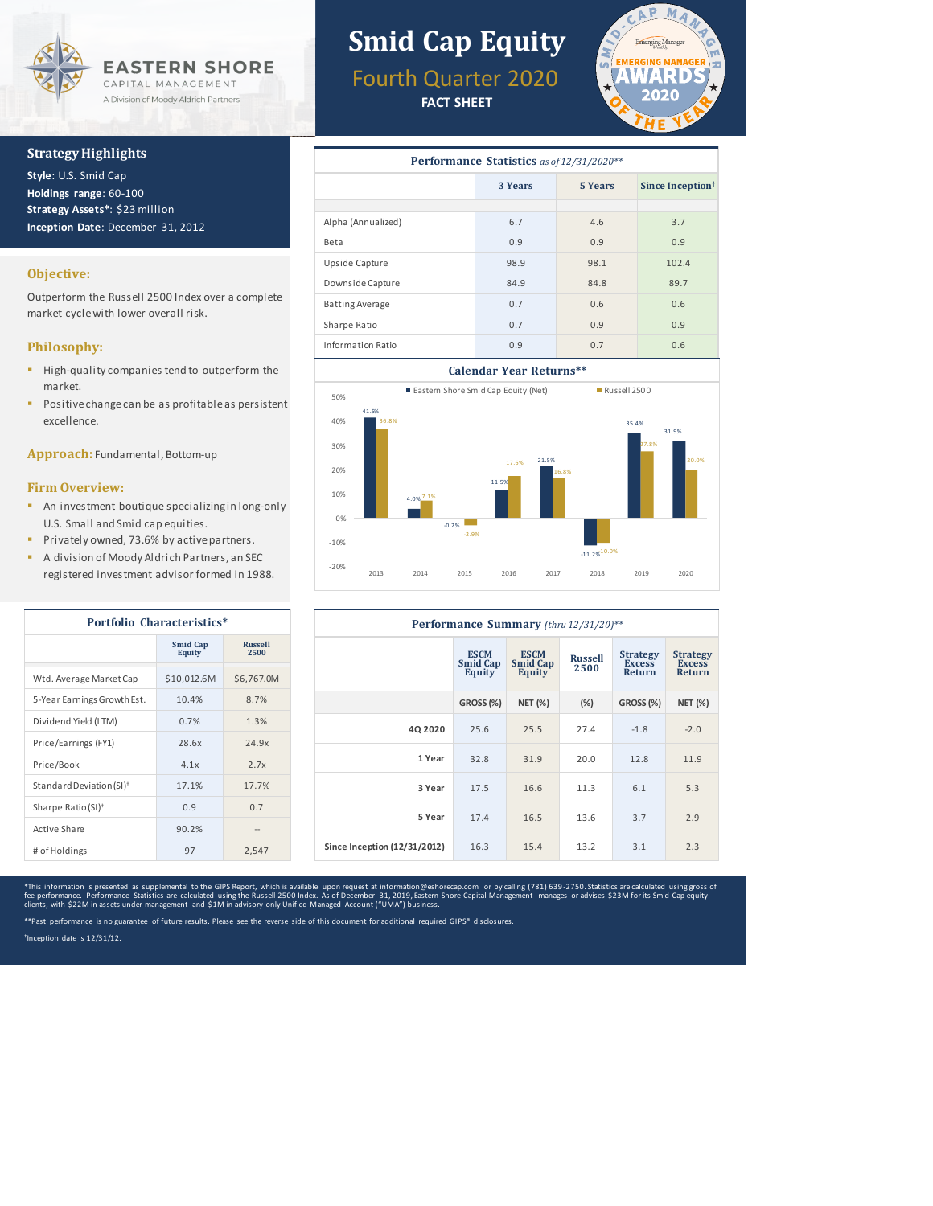EASTERN SHORE
CAPITAL MANAGEMENT
A Division of Moody Aldrich Partners

# Smid Cap Equity

## Fourth Quarter 2020

**FACT SHEET**

SMID-CAP MANAGER EMERGING MANAGER AWARDS 2020 OF THE YEAR

## Strategy Highlights

**Style**: U.S. Smid Cap
**Holdings range**: 60-100
**Strategy Assets***: $23 million
**Inception Date**: December 31, 2012

## Objective:

Outperform the Russell 2500 Index over a complete market cycle with lower overall risk.

## Philosophy:

- High-quality companies tend to outperform the market.
- Positive change can be as profitable as persistent excellence.

## Approach: Fundamental, Bottom-up

## Firm Overview:

- An investment boutique specializing in long-only U.S. Small and Smid cap equities.
- Privately owned, 73.6% by active partners.
- A division of Moody Aldrich Partners, an SEC registered investment advisor formed in 1988.

### Performance Statistics *as of 12/31/2020***

| | 3 Years | 5 Years | Since Inception† |
|---|---|---|---|
| Alpha (Annualized) | 6.7 | 4.6 | 3.7 |
| Beta | 0.9 | 0.9 | 0.9 |
| Upside Capture | 98.9 | 98.1 | 102.4 |
| Downside Capture | 84.9 | 84.8 | 89.7 |
| Batting Average | 0.7 | 0.6 | 0.6 |
| Sharpe Ratio | 0.7 | 0.9 | 0.9 |
| Information Ratio | 0.9 | 0.7 | 0.6 |

### Calendar Year Returns**

| Year | Eastern Shore Smid Cap Equity (Net) | Russell 2500 |
|---|---|---|
| 2013 | 41.3% | 36.8% |
| 2014 | 4.0% | 7.1% |
| 2015 | -0.2% | -2.9% |
| 2016 | 11.5% | 17.6% |
| 2017 | 21.5% | 16.8% |
| 2018 | -11.2% | -10.0% |
| 2019 | 35.4% | 27.8% |
| 2020 | 31.9% | 20.0% |

### Portfolio Characteristics*

| | Smid Cap Equity | Russell 2500 |
|---|---|---|
| Wtd. Average Market Cap | $10,012.6M | $6,767.0M |
| 5-Year Earnings Growth Est. | 10.4% | 8.7% |
| Dividend Yield (LTM) | 0.7% | 1.3% |
| Price/Earnings (FY1) | 28.6x | 24.9x |
| Price/Book | 4.1x | 2.7x |
| Standard Deviation (SI)† | 17.1% | 17.7% |
| Sharpe Ratio (SI)† | 0.9 | 0.7 |
| Active Share | 90.2% | -- |
| # of Holdings | 97 | 2,547 |

### Performance Summary *(thru 12/31/20)***

| | ESCM Smid Cap Equity | ESCM Smid Cap Equity | Russell 2500 | Strategy Excess Return | Strategy Excess Return |
|---|---|---|---|---|---|
| | GROSS (%) | NET (%) | (%) | GROSS (%) | NET (%) |
| 4Q 2020 | 25.6 | 25.5 | 27.4 | -1.8 | -2.0 |
| 1 Year | 32.8 | 31.9 | 20.0 | 12.8 | 11.9 |
| 3 Year | 17.5 | 16.6 | 11.3 | 6.1 | 5.3 |
| 5 Year | 17.4 | 16.5 | 13.6 | 3.7 | 2.9 |
| Since Inception (12/31/2012) | 16.3 | 15.4 | 13.2 | 3.1 | 2.3 |

*This information is presented as supplemental to the GIPS Report, which is available upon request at information@eshorecap.com or by calling (781) 639-2750. Statistics are calculated using gross of fee performance. Performance Statistics are calculated using the Russell 2500 Index. As of December 31, 2019, Eastern Shore Capital Management manages or advises $23M for its Smid Cap equity clients, with $22M in assets under management and $1M in advisory-only Unified Managed Account ("UMA") business.

**Past performance is no guarantee of future results. Please see the reverse side of this document for additional required GIPS® disclosures.

†Inception date is 12/31/12.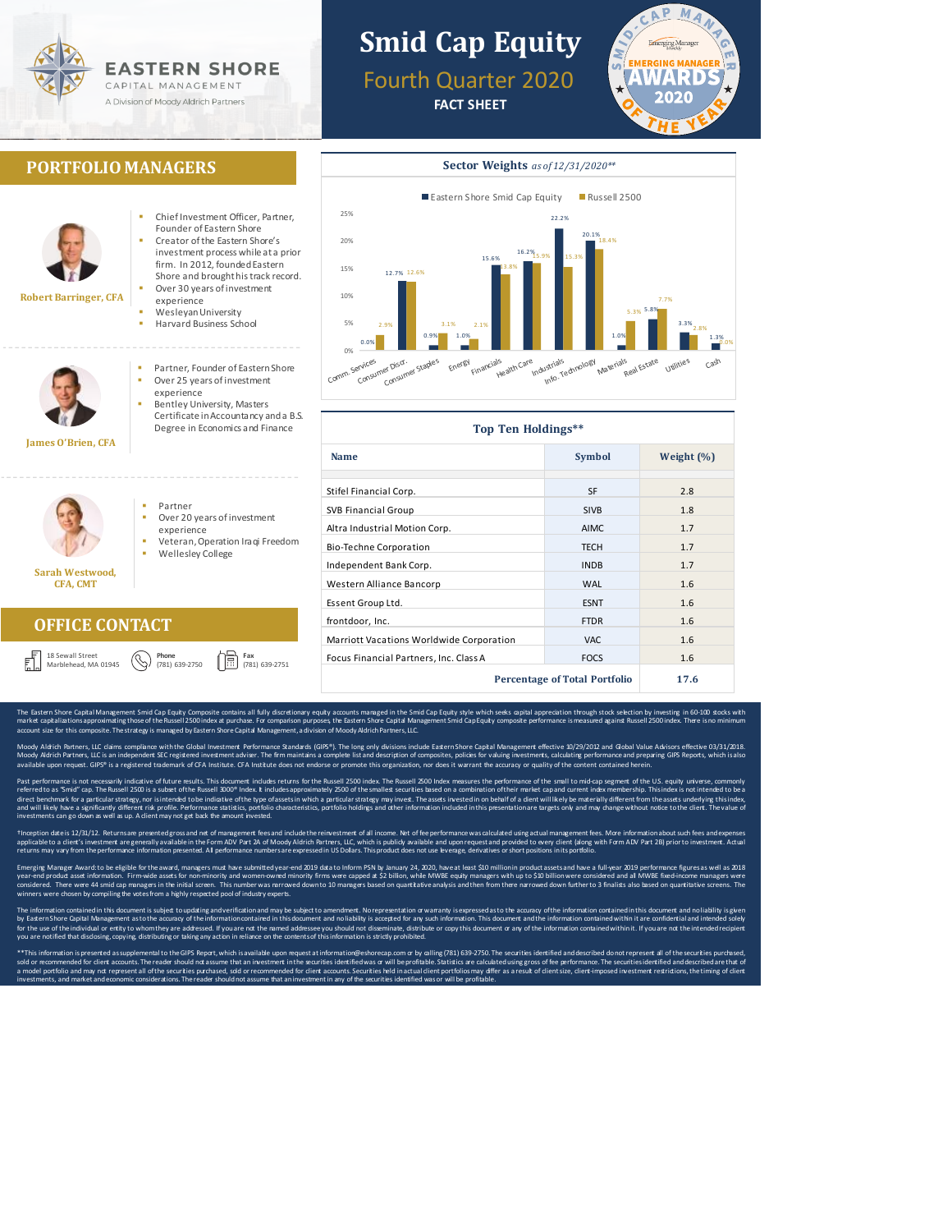# EASTERN SHORE
CAPITAL MANAGEMENT
A Division of Moody Aldrich Partners

# Smid Cap Equity
## Fourth Quarter 2020
**FACT SHEET**

SMID CAP MANAGER OF THE YEAR
Emerging Manager
EMERGING MANAGER AWARDS 2020

## PORTFOLIO MANAGERS

**Robert Barringer, CFA**

- Chief Investment Officer, Partner, Founder of Eastern Shore
- Creator of the Eastern Shore's investment process while at a prior firm. In 2012, founded Eastern Shore and brought his track record.
- Over 30 years of investment experience
- Wesleyan University
- Harvard Business School

**James O'Brien, CFA**

- Partner, Founder of Eastern Shore
- Over 25 years of investment experience
- Bentley University, Masters Certificate in Accountancy and a B.S. Degree in Economics and Finance

**Sarah Westwood, CFA, CMT**

- Partner
- Over 20 years of investment experience
- Veteran, Operation Iraqi Freedom
- Wellesley College

## OFFICE CONTACT

18 Sewall Street
Marblehead, MA 01945

Phone
(781) 639-2750

Fax
(781) 639-2751

## Sector Weights *as of 12/31/2020***

Eastern Shore Smid Cap Equity
Russell 2500

25%
20%
15%
10%
5%
0%

Comm. Services: 0.0%, 2.9%
Consumer Discr.: 12.7%, 12.6%
Consumer Staples: 0.9%, 3.1%
Energy: 1.0%, 2.1%
Financials: 15.6%, 13.8%
Health Care: 16.2%, 15.9%
Industrials: 22.2%, 15.3%
Info. Technology: 20.1%, 18.4%
Materials: 1.0%, 5.3%
Real Estate: 5.8%, 7.7%
Utilities: 3.3%, 2.8%
Cash: 1.3%, 0.0%

## Top Ten Holdings**

| Name | Symbol | Weight (%) |
|---|---|---|
| Stifel Financial Corp. | SF | 2.8 |
| SVB Financial Group | SIVB | 1.8 |
| Altra Industrial Motion Corp. | AIMC | 1.7 |
| Bio-Techne Corporation | TECH | 1.7 |
| Independent Bank Corp. | INDB | 1.7 |
| Western Alliance Bancorp | WAL | 1.6 |
| Essent Group Ltd. | ESNT | 1.6 |
| frontdoor, Inc. | FTDR | 1.6 |
| Marriott Vacations Worldwide Corporation | VAC | 1.6 |
| Focus Financial Partners, Inc. Class A | FOCS | 1.6 |
| **Percentage of Total Portfolio** | | **17.6** |

The Eastern Shore Capital Management Smid Cap Equity Composite contains all fully discretionary equity accounts managed in the Smid Cap Equity style which seeks capital appreciation through stock selection by investing in 60-100 stocks with market capitalizations approximating those of the Russell 2500 index at purchase. For comparison purposes, the Eastern Shore Capital Management Smid Cap Equity composite performance is measured against Russell 2500 index. There is no minimum account size for this composite. The strategy is managed by Eastern Shore Capital Management, a division of Moody Aldrich Partners, LLC.

Moody Aldrich Partners, LLC claims compliance with the Global Investment Performance Standards (GIPS®). The long only divisions include Eastern Shore Capital Management effective 10/29/2012 and Global Value Advisors effective 03/31/2018. Moody Aldrich Partners, LLC is an independent SEC registered investment adviser. The firm maintains a complete list and description of composites, policies for valuing investments, calculating performance and preparing GIPS Reports, which is also available upon request. GIPS® is a registered trademark of CFA Institute. CFA Institute does not endorse or promote this organization, nor does it warrant the accuracy or quality of the content contained herein.

Past performance is not necessarily indicative of future results. This document includes returns for the Russell 2500 index. The Russell 2500 Index measures the performance of the small to mid-cap segment of the U.S. equity universe, commonly referred to as "Smid" cap. The Russell 2500 is a subset of the Russell 3000® Index. It includes approximately 2500 of the smallest securities based on a combination of their market cap and current index membership. This index is not intended to be a direct benchmark for a particular strategy, nor is intended to be indicative of the type of assets in which a particular strategy may invest. The assets invested in on behalf of a client will likely be materially different from the assets underlying this index, and will likely have a significantly different risk profile. Performance statistics, portfolio characteristics, portfolio holdings and other information included in this presentation are targets only and may change without notice to the client. The value of investments can go down as well as up. A client may not get back the amount invested.

†Inception date is 12/31/12. Returns are presented gross and net of management fees and include the reinvestment of all income. Net of fee performance was calculated using actual management fees. More information about such fees and expenses applicable to a client's investment are generally available in the Form ADV Part 2A of Moody Aldrich Partners, LLC, which is publicly available and upon request and provided to every client (along with Form ADV Part 2B) prior to investment. Actual returns may vary from the performance information presented. All performance numbers are expressed in US Dollars. This product does not use leverage, derivatives or short positions in its portfolio.

Emerging Manager Award: to be eligible for the award, managers must have submitted year-end 2019 data to Inform PSN by January 24, 2020, have at least $10 million in product assets and have a full-year 2019 performance figures as well as 2018 year-end product asset information. Firm-wide assets for non-minority and women-owned minority firms were capped at $2 billion, while MWBE equity managers with up to $10 billion were considered and all MWBE fixed-income managers were considered. There were 44 small cap managers in the initial screen. This number was narrowed down to 10 managers based on quantitative analysis and then from there narrowed down further to 3 finalists also based on quantitative screens. The winners were chosen by compiling the votes from a highly respected pool of industry experts.

The information contained in this document is subject to updating and verification and may be subject to amendment. No representation or warranty is expressed as to the accuracy of the information contained in this document and no liability is given by Eastern Shore Capital Management as to the accuracy of the information contained in this document and no liability is accepted for any such information. This document and the information contained within it are confidential and intended solely for the use of the individual or entity to whom they are addressed. If you are not the named addressee you should not disseminate, distribute or copy this document or any of the information contained within it. If you are not the intended recipient you are notified that disclosing, copying, distributing or taking any action in reliance on the contents of this information is strictly prohibited.

**This information is presented as supplemental to the GIPS Report, which is available upon request at information@eshorecap.com or by calling (781) 639-2750. The securities identified and described do not represent all of the securities purchased, sold or recommended for client accounts. The reader should not assume that an investment in the securities identified was or will be profitable. Statistics are calculated using gross of fee performance. The securities identified and described are that of a model portfolio and may not represent all of the securities purchased, sold or recommended for client accounts. Securities held in actual client portfolios may differ as a result of client size, client-imposed investment restrictions, the timing of client investments, and market and economic considerations. The reader should not assume that an investment in any of the securities identified was or will be profitable.